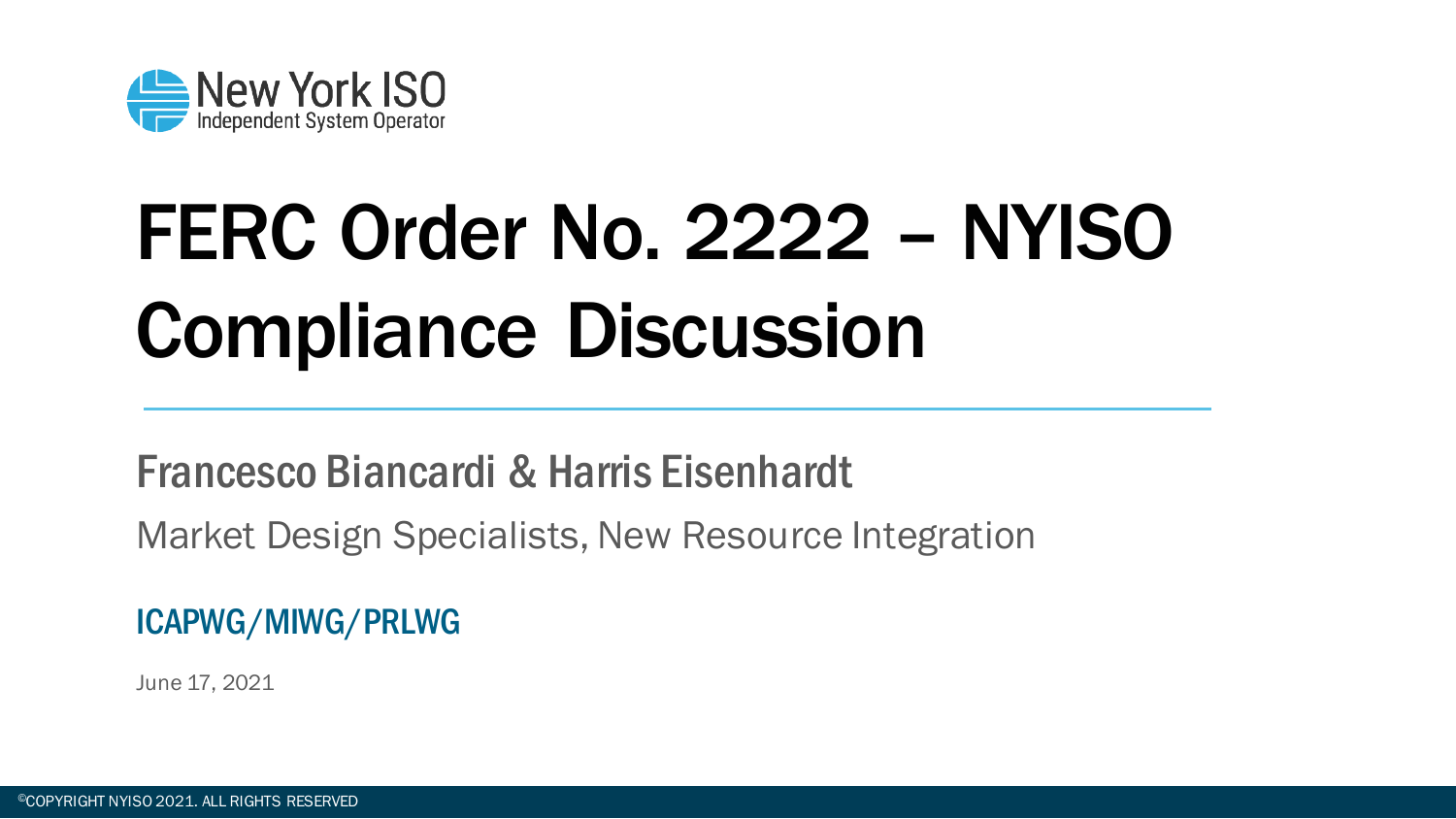New York ISO
Independent System Operator

# FERC Order No. 2222 – NYISO Compliance Discussion

## Francesco Biancardi & Harris Eisenhardt

Market Design Specialists, New Resource Integration

### ICAPWG/MIWG/PRLWG

June 17, 2021

©COPYRIGHT NYISO 2021. ALL RIGHTS RESERVED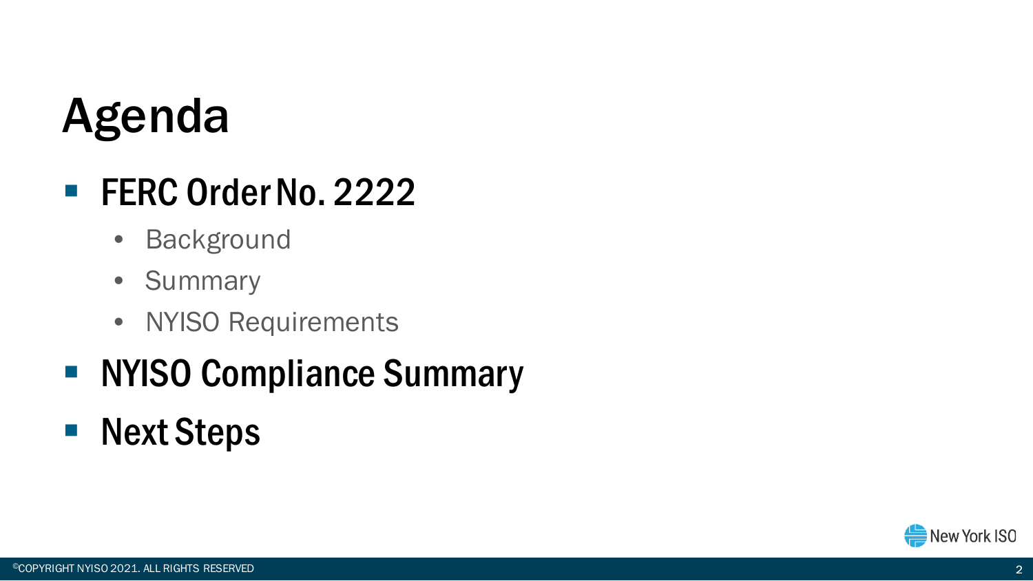# Agenda

- **FERC Order No. 2222**
  - Background
  - Summary
  - NYISO Requirements
- **NYISO Compliance Summary**
- **Next Steps**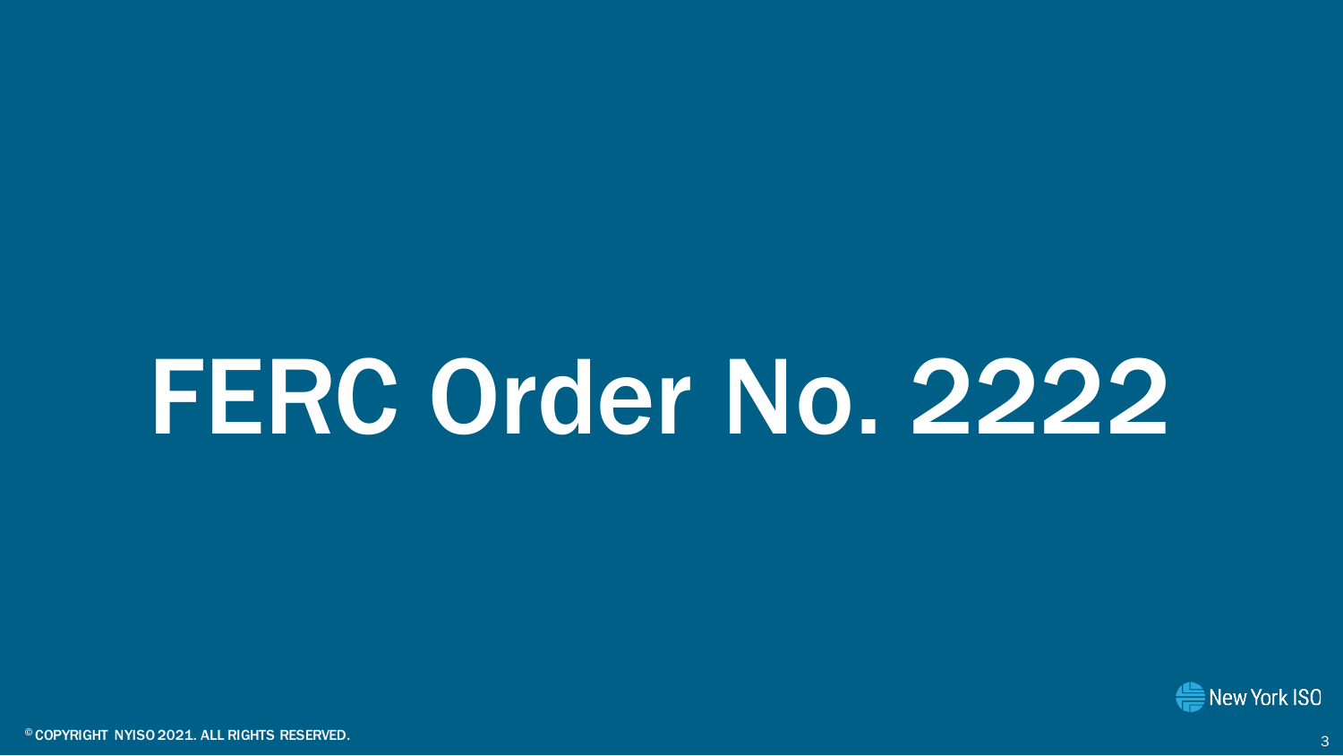# FERC Order No. 2222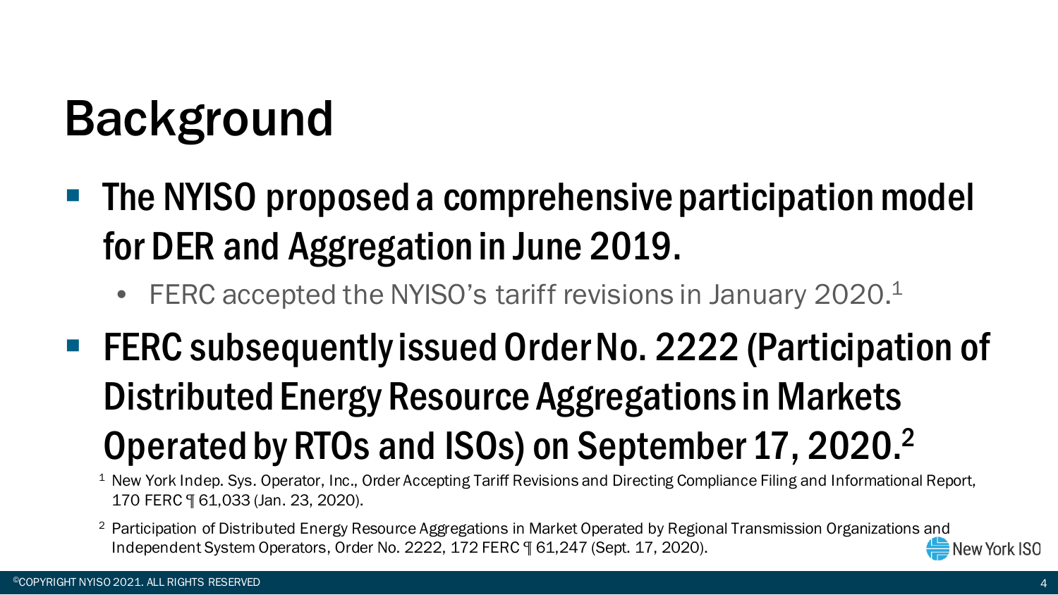# Background

- The NYISO proposed a comprehensive participation model for DER and Aggregation in June 2019.
  - FERC accepted the NYISO's tariff revisions in January 2020.[1]
- FERC subsequently issued Order No. 2222 (Participation of Distributed Energy Resource Aggregations in Markets Operated by RTOs and ISOs) on September 17, 2020.[2]

[1] New York Indep. Sys. Operator, Inc., Order Accepting Tariff Revisions and Directing Compliance Filing and Informational Report, 170 FERC ¶ 61,033 (Jan. 23, 2020).

[2] Participation of Distributed Energy Resource Aggregations in Market Operated by Regional Transmission Organizations and Independent System Operators, Order No. 2222, 172 FERC ¶ 61,247 (Sept. 17, 2020).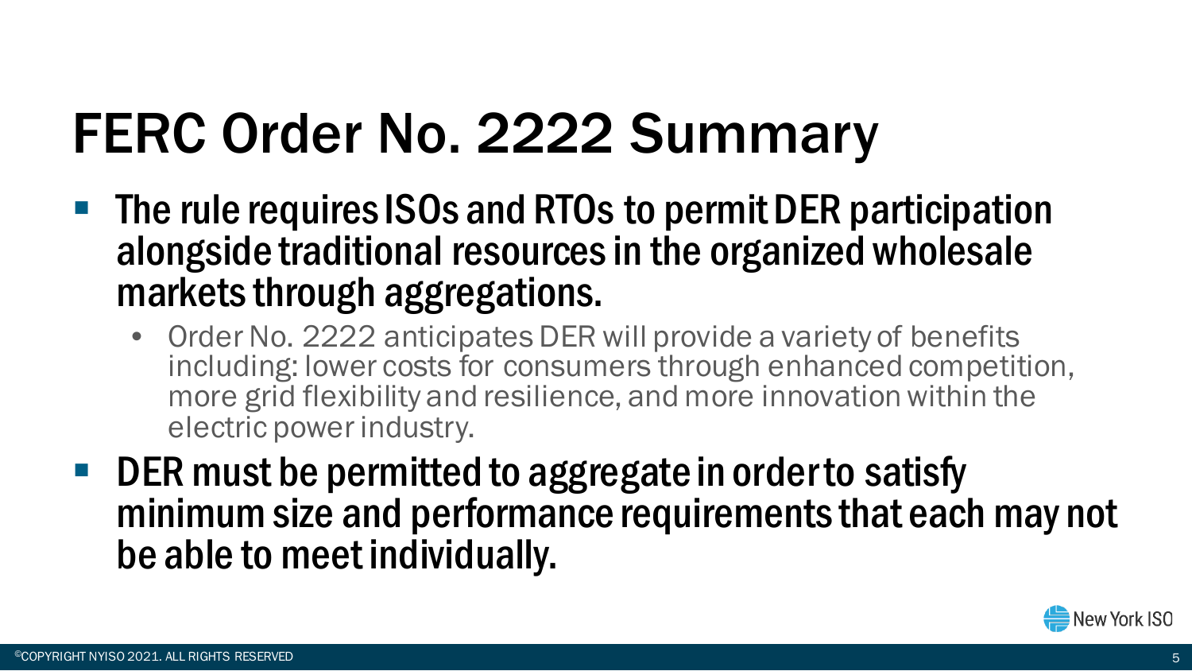# FERC Order No. 2222 Summary

- The rule requires ISOs and RTOs to permit DER participation alongside traditional resources in the organized wholesale markets through aggregations.
  - Order No. 2222 anticipates DER will provide a variety of benefits including: lower costs for consumers through enhanced competition, more grid flexibility and resilience, and more innovation within the electric power industry.
- DER must be permitted to aggregate in order to satisfy minimum size and performance requirements that each may not be able to meet individually.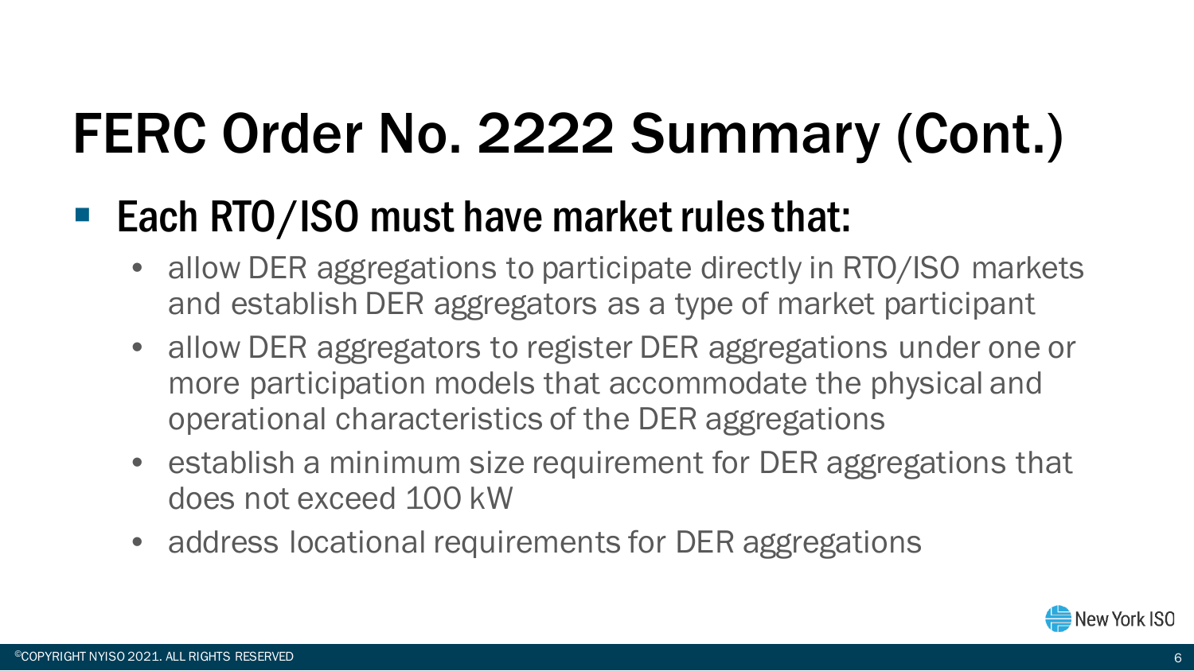# FERC Order No. 2222 Summary (Cont.)

- **Each RTO/ISO must have market rules that:**
  - allow DER aggregations to participate directly in RTO/ISO markets and establish DER aggregators as a type of market participant
  - allow DER aggregators to register DER aggregations under one or more participation models that accommodate the physical and operational characteristics of the DER aggregations
  - establish a minimum size requirement for DER aggregations that does not exceed 100 kW
  - address locational requirements for DER aggregations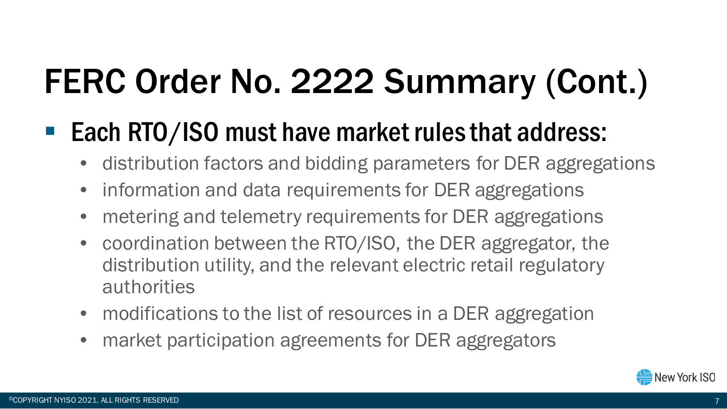# FERC Order No. 2222 Summary (Cont.)

- Each RTO/ISO must have market rules that address:
  - distribution factors and bidding parameters for DER aggregations
  - information and data requirements for DER aggregations
  - metering and telemetry requirements for DER aggregations
  - coordination between the RTO/ISO, the DER aggregator, the distribution utility, and the relevant electric retail regulatory authorities
  - modifications to the list of resources in a DER aggregation
  - market participation agreements for DER aggregators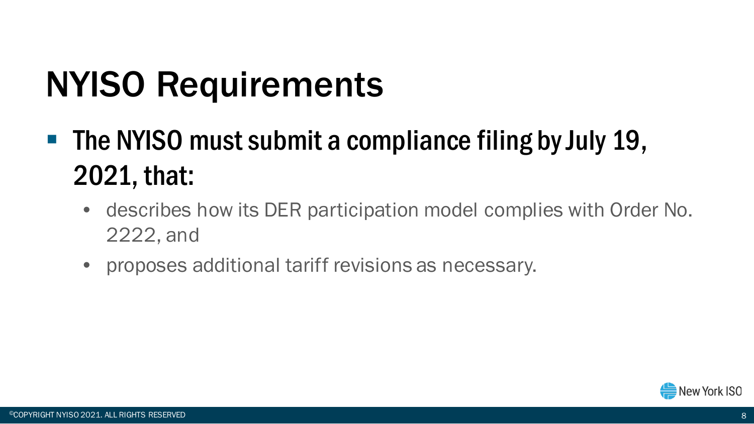# NYISO Requirements

- The NYISO must submit a compliance filing by July 19, 2021, that:
  - describes how its DER participation model complies with Order No. 2222, and
  - proposes additional tariff revisions as necessary.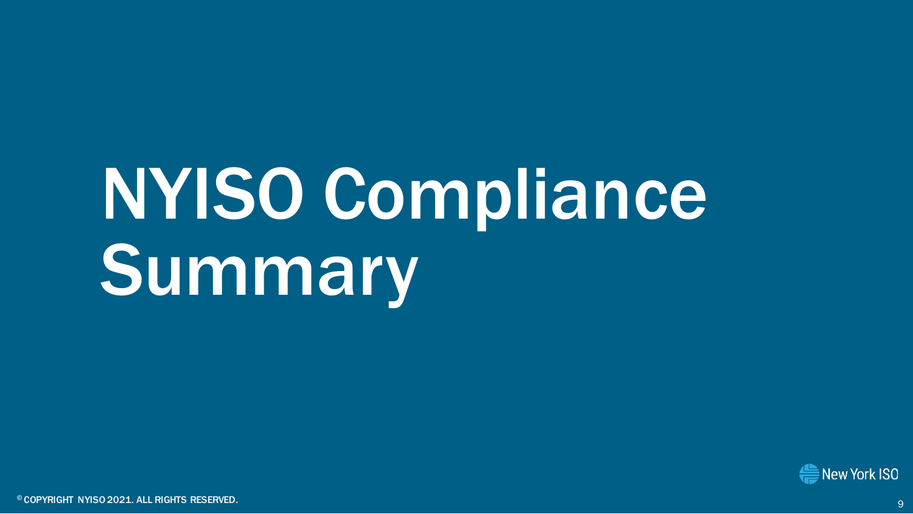# NYISO Compliance Summary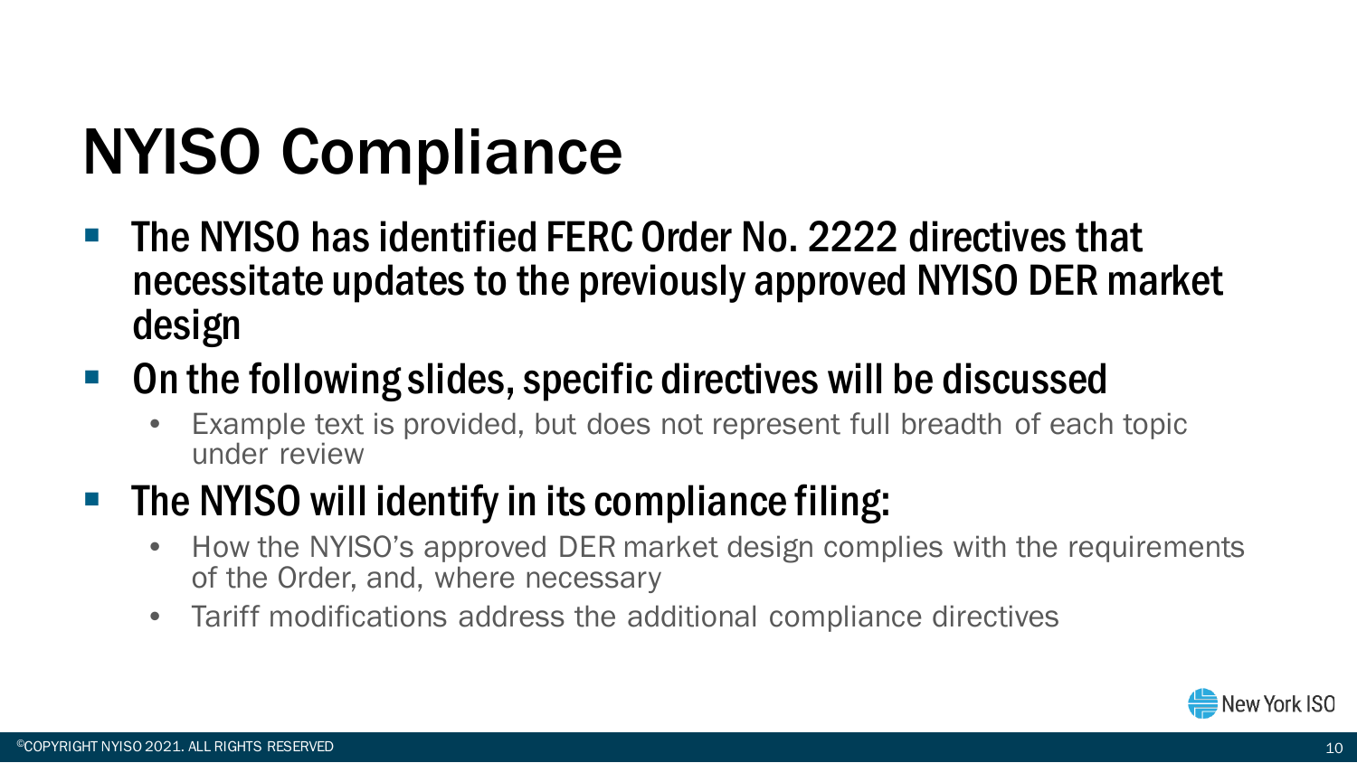# NYISO Compliance

- The NYISO has identified FERC Order No. 2222 directives that necessitate updates to the previously approved NYISO DER market design
- On the following slides, specific directives will be discussed
  - Example text is provided, but does not represent full breadth of each topic under review
- The NYISO will identify in its compliance filing:
  - How the NYISO's approved DER market design complies with the requirements of the Order, and, where necessary
  - Tariff modifications address the additional compliance directives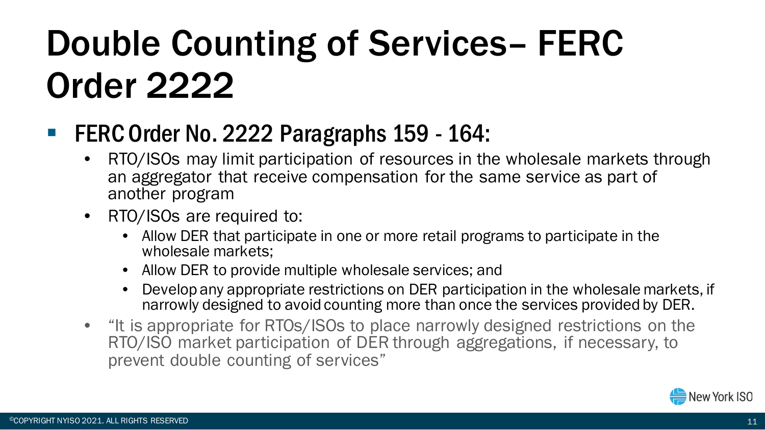# Double Counting of Services– FERC Order 2222

- FERC Order No. 2222 Paragraphs 159 - 164:
  - RTO/ISOs may limit participation of resources in the wholesale markets through an aggregator that receive compensation for the same service as part of another program
  - RTO/ISOs are required to:
    - Allow DER that participate in one or more retail programs to participate in the wholesale markets;
    - Allow DER to provide multiple wholesale services; and
    - Develop any appropriate restrictions on DER participation in the wholesale markets, if narrowly designed to avoid counting more than once the services provided by DER.
  - "It is appropriate for RTOs/ISOs to place narrowly designed restrictions on the RTO/ISO market participation of DER through aggregations, if necessary, to prevent double counting of services"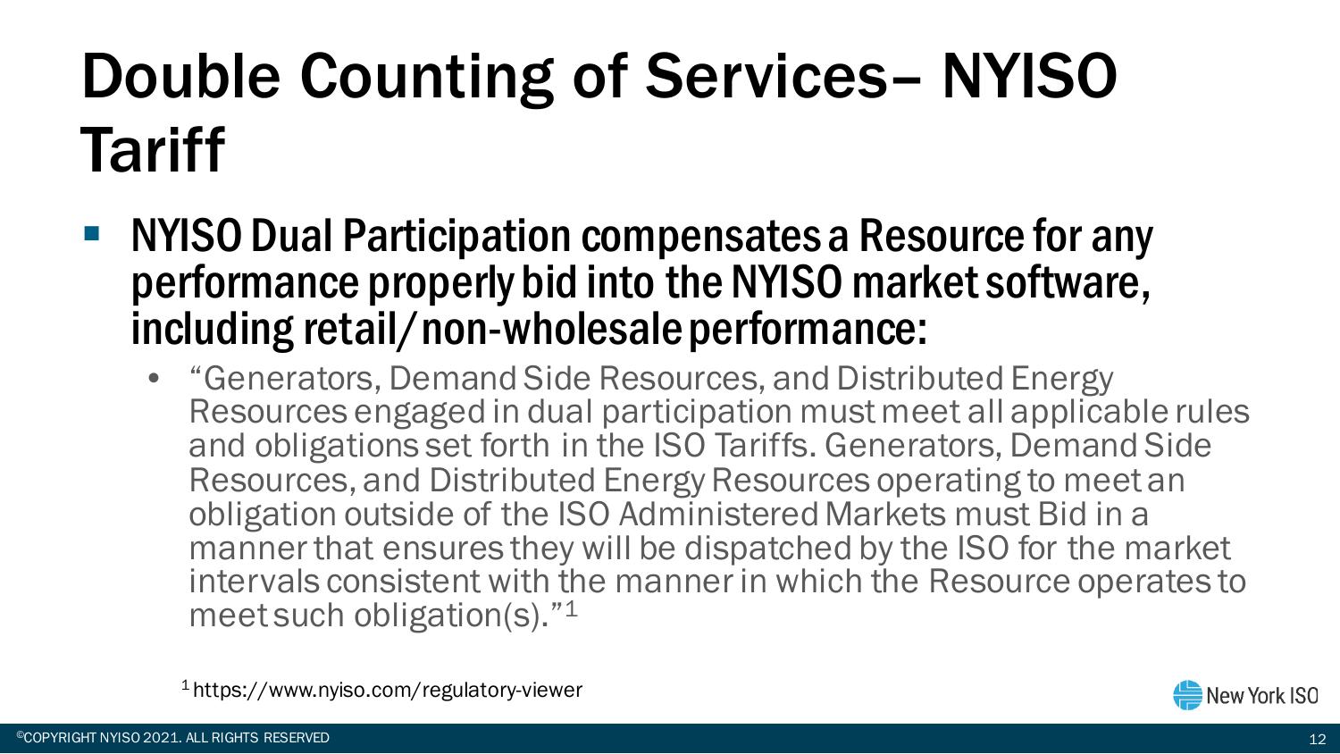# Double Counting of Services– NYISO Tariff

- **NYISO Dual Participation compensates a Resource for any performance properly bid into the NYISO market software, including retail/non-wholesale performance:**
  - "Generators, Demand Side Resources, and Distributed Energy Resources engaged in dual participation must meet all applicable rules and obligations set forth in the ISO Tariffs. Generators, Demand Side Resources, and Distributed Energy Resources operating to meet an obligation outside of the ISO Administered Markets must Bid in a manner that ensures they will be dispatched by the ISO for the market intervals consistent with the manner in which the Resource operates to meet such obligation(s)."[1]

[1] https://www.nyiso.com/regulatory-viewer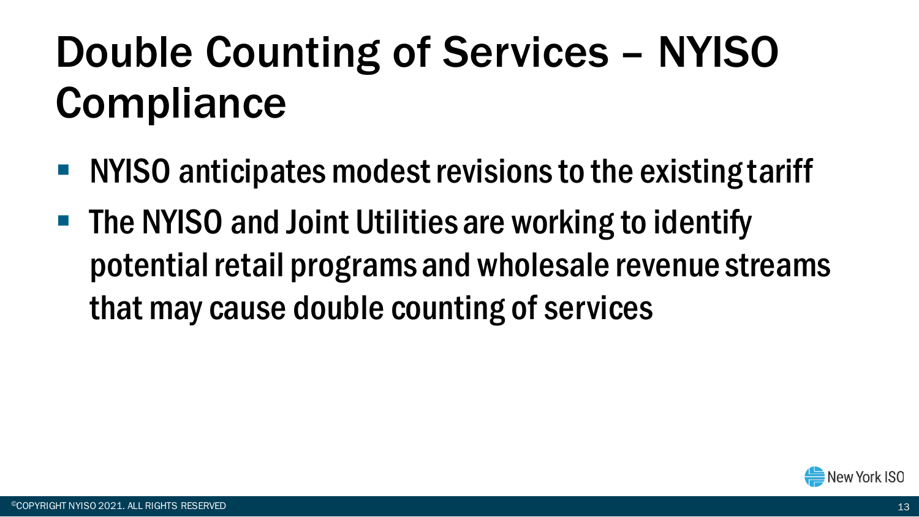# Double Counting of Services – NYISO Compliance

- NYISO anticipates modest revisions to the existing tariff
- The NYISO and Joint Utilities are working to identify potential retail programs and wholesale revenue streams that may cause double counting of services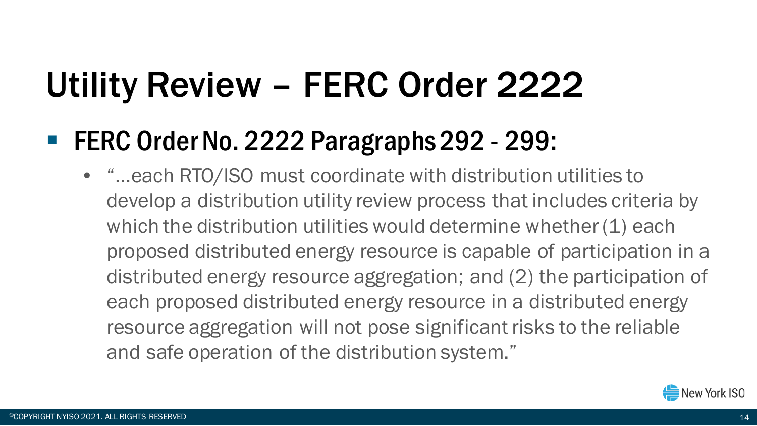# Utility Review – FERC Order 2222

- FERC Order No. 2222 Paragraphs 292 - 299:
  - "…each RTO/ISO must coordinate with distribution utilities to develop a distribution utility review process that includes criteria by which the distribution utilities would determine whether (1) each proposed distributed energy resource is capable of participation in a distributed energy resource aggregation; and (2) the participation of each proposed distributed energy resource in a distributed energy resource aggregation will not pose significant risks to the reliable and safe operation of the distribution system."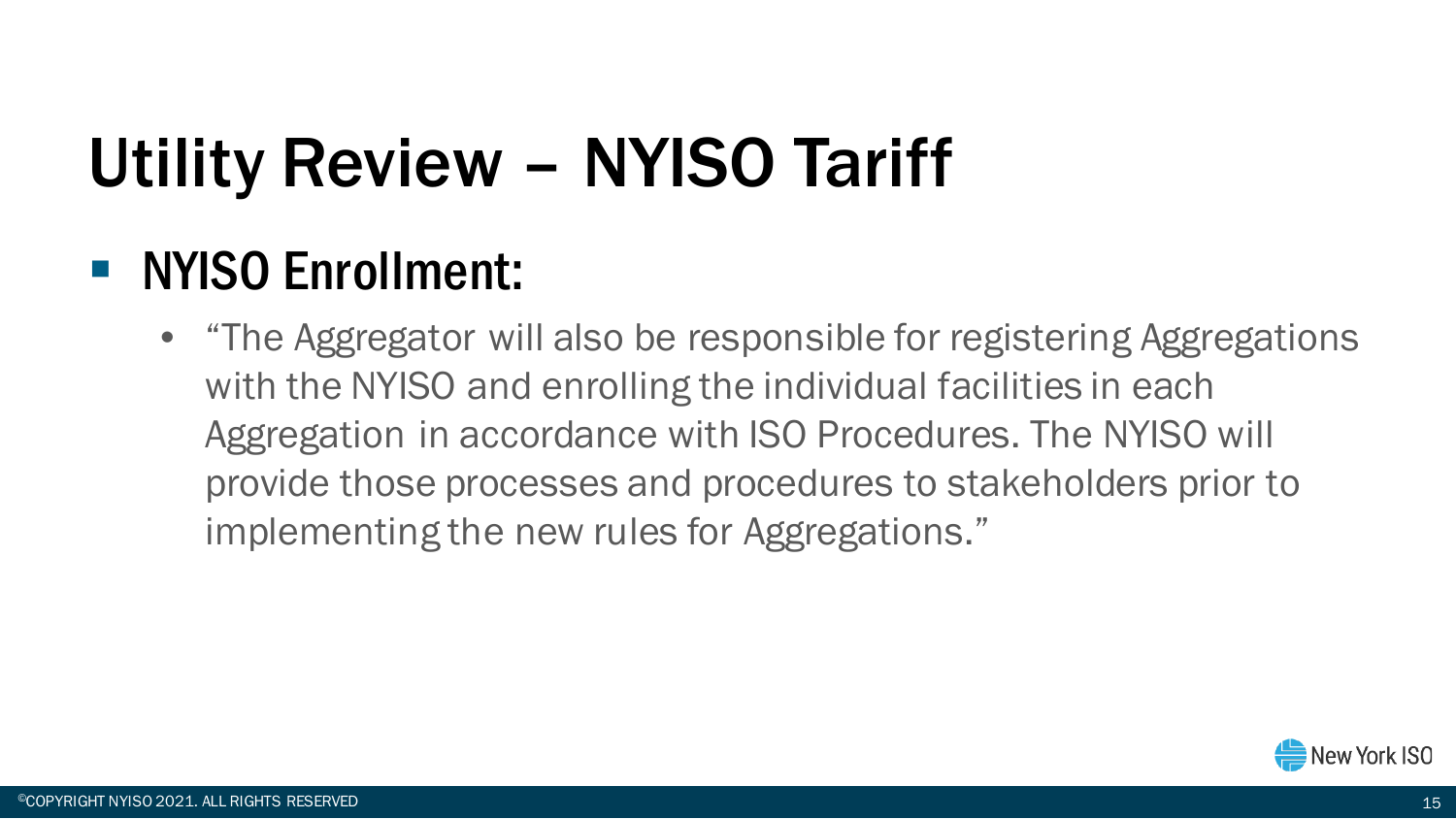# Utility Review – NYISO Tariff

- ## NYISO Enrollment:
  - "The Aggregator will also be responsible for registering Aggregations with the NYISO and enrolling the individual facilities in each Aggregation in accordance with ISO Procedures. The NYISO will provide those processes and procedures to stakeholders prior to implementing the new rules for Aggregations."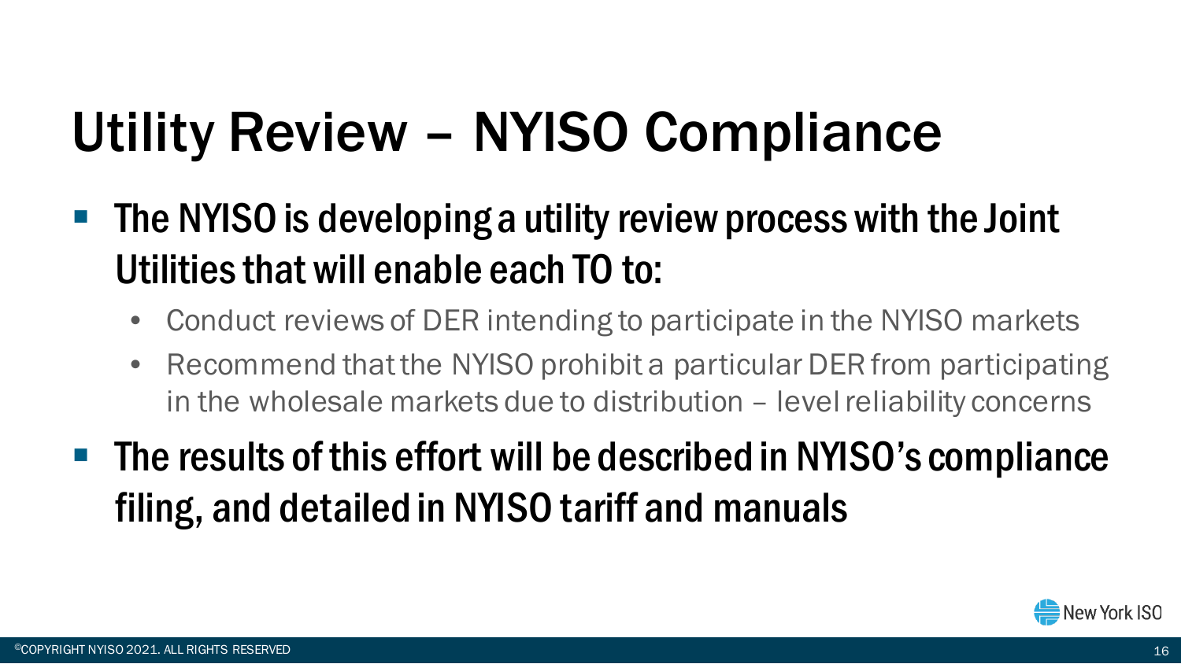# Utility Review – NYISO Compliance

- The NYISO is developing a utility review process with the Joint Utilities that will enable each TO to:
  - Conduct reviews of DER intending to participate in the NYISO markets
  - Recommend that the NYISO prohibit a particular DER from participating in the wholesale markets due to distribution – level reliability concerns
- The results of this effort will be described in NYISO's compliance filing, and detailed in NYISO tariff and manuals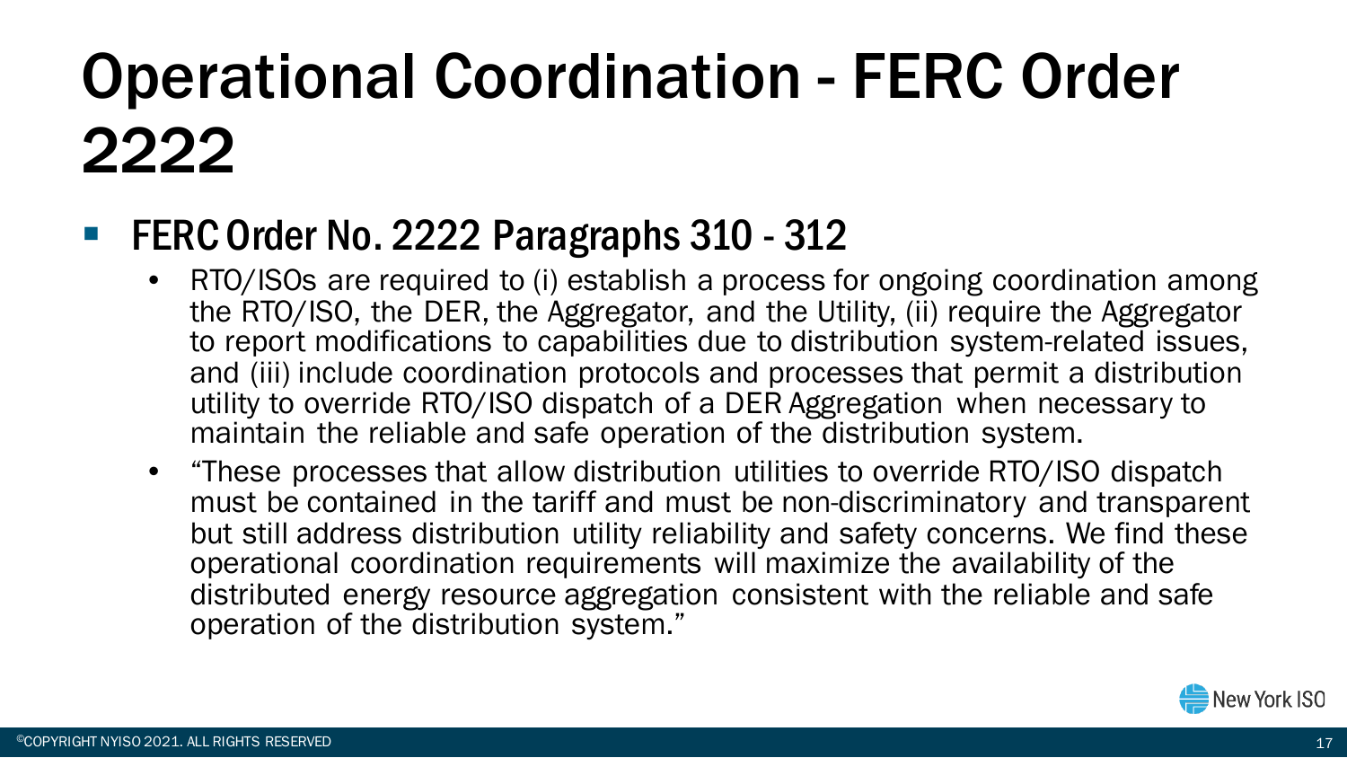# Operational Coordination - FERC Order 2222

- **FERC Order No. 2222 Paragraphs 310 - 312**
  - RTO/ISOs are required to (i) establish a process for ongoing coordination among the RTO/ISO, the DER, the Aggregator, and the Utility, (ii) require the Aggregator to report modifications to capabilities due to distribution system-related issues, and (iii) include coordination protocols and processes that permit a distribution utility to override RTO/ISO dispatch of a DER Aggregation when necessary to maintain the reliable and safe operation of the distribution system.
  - "These processes that allow distribution utilities to override RTO/ISO dispatch must be contained in the tariff and must be non-discriminatory and transparent but still address distribution utility reliability and safety concerns. We find these operational coordination requirements will maximize the availability of the distributed energy resource aggregation consistent with the reliable and safe operation of the distribution system."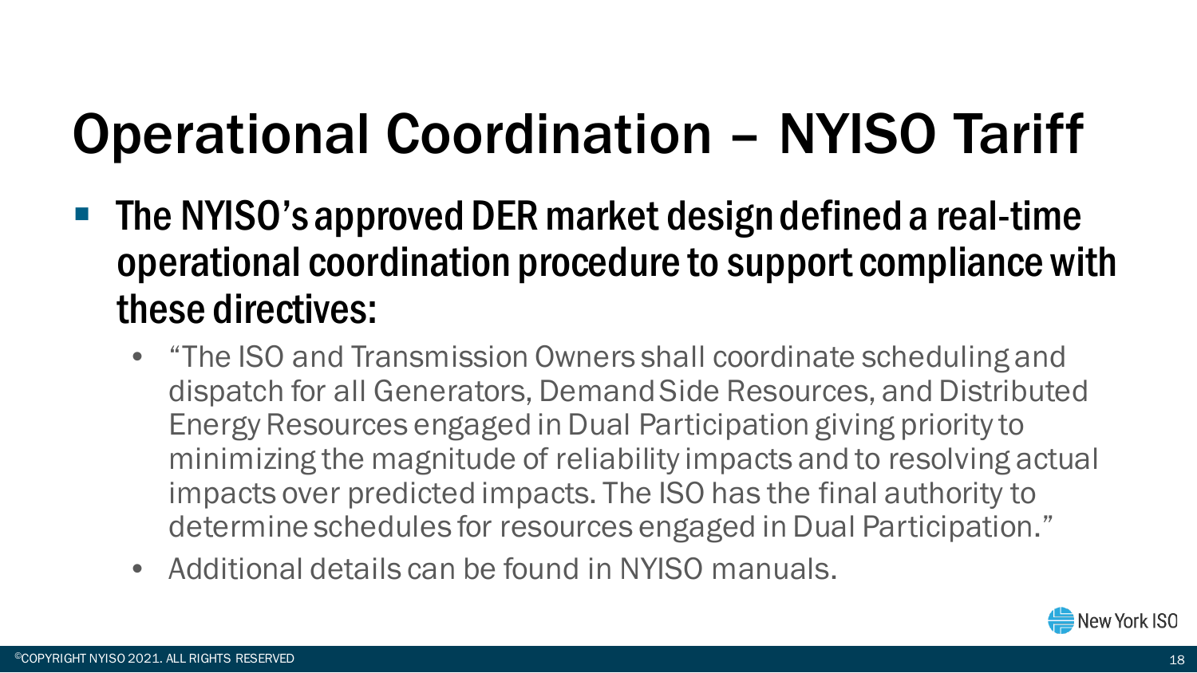# Operational Coordination – NYISO Tariff

- The NYISO's approved DER market design defined a real-time operational coordination procedure to support compliance with these directives:
  - "The ISO and Transmission Owners shall coordinate scheduling and dispatch for all Generators, Demand Side Resources, and Distributed Energy Resources engaged in Dual Participation giving priority to minimizing the magnitude of reliability impacts and to resolving actual impacts over predicted impacts. The ISO has the final authority to determine schedules for resources engaged in Dual Participation."
  - Additional details can be found in NYISO manuals.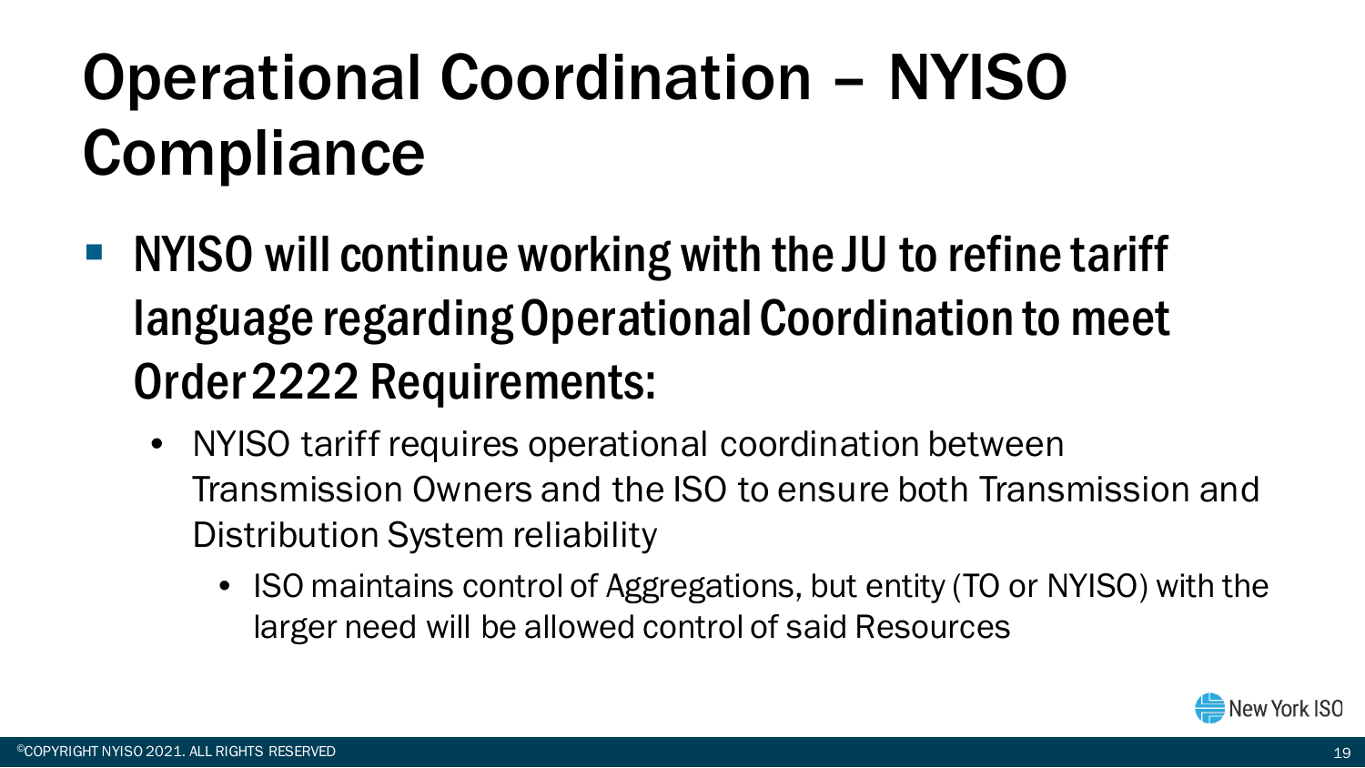# Operational Coordination – NYISO Compliance

- NYISO will continue working with the JU to refine tariff language regarding Operational Coordination to meet Order 2222 Requirements:
  - NYISO tariff requires operational coordination between Transmission Owners and the ISO to ensure both Transmission and Distribution System reliability
    - ISO maintains control of Aggregations, but entity (TO or NYISO) with the larger need will be allowed control of said Resources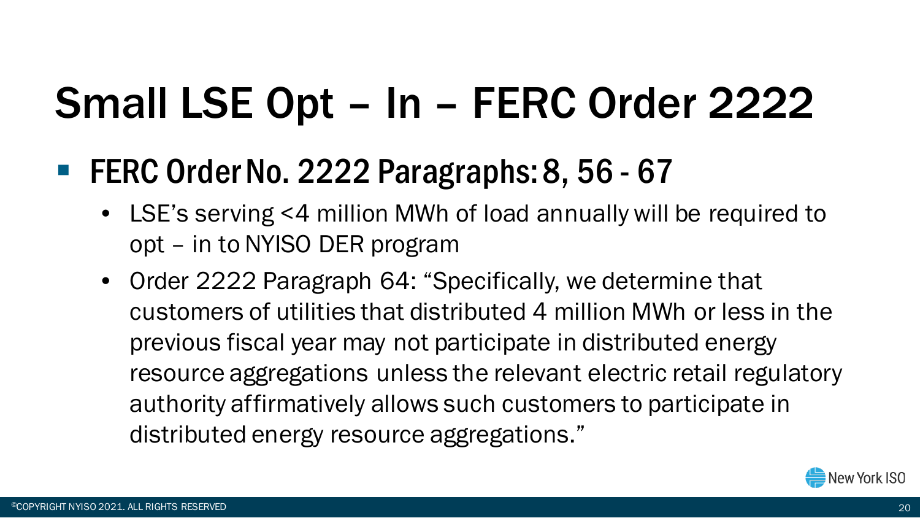# Small LSE Opt – In – FERC Order 2222

- FERC Order No. 2222 Paragraphs: 8, 56 - 67
  - LSE's serving <4 million MWh of load annually will be required to opt – in to NYISO DER program
  - Order 2222 Paragraph 64: "Specifically, we determine that customers of utilities that distributed 4 million MWh or less in the previous fiscal year may not participate in distributed energy resource aggregations unless the relevant electric retail regulatory authority affirmatively allows such customers to participate in distributed energy resource aggregations."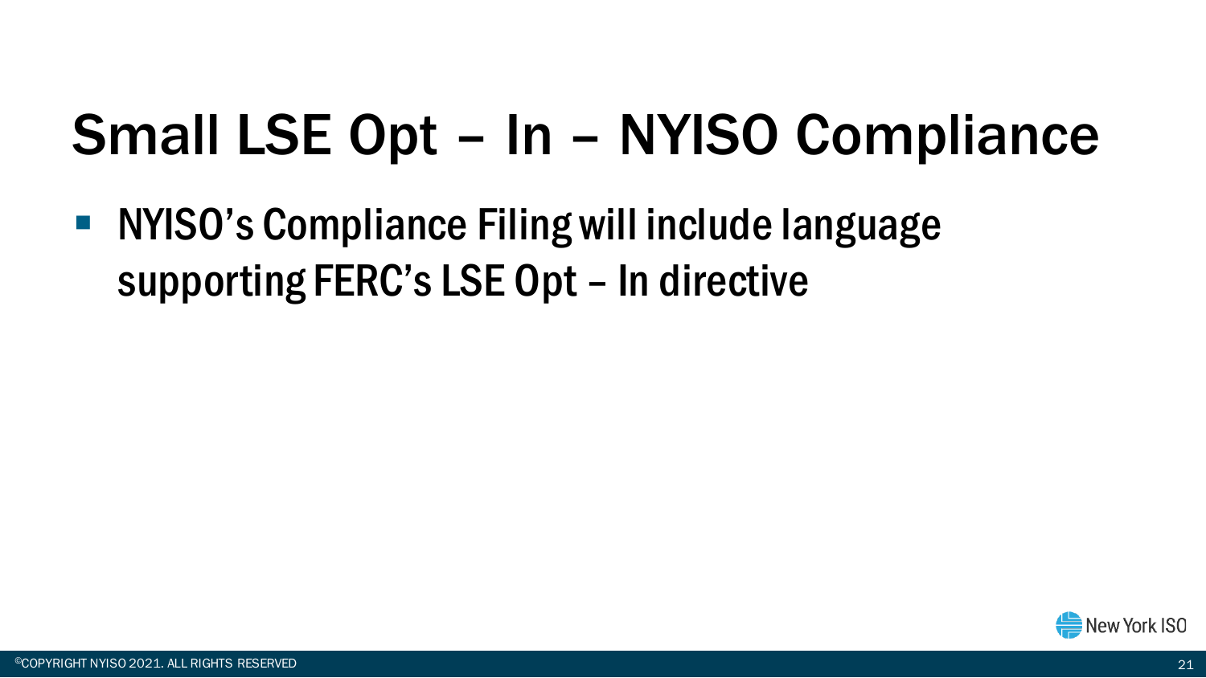# Small LSE Opt – In – NYISO Compliance

- NYISO's Compliance Filing will include language supporting FERC's LSE Opt – In directive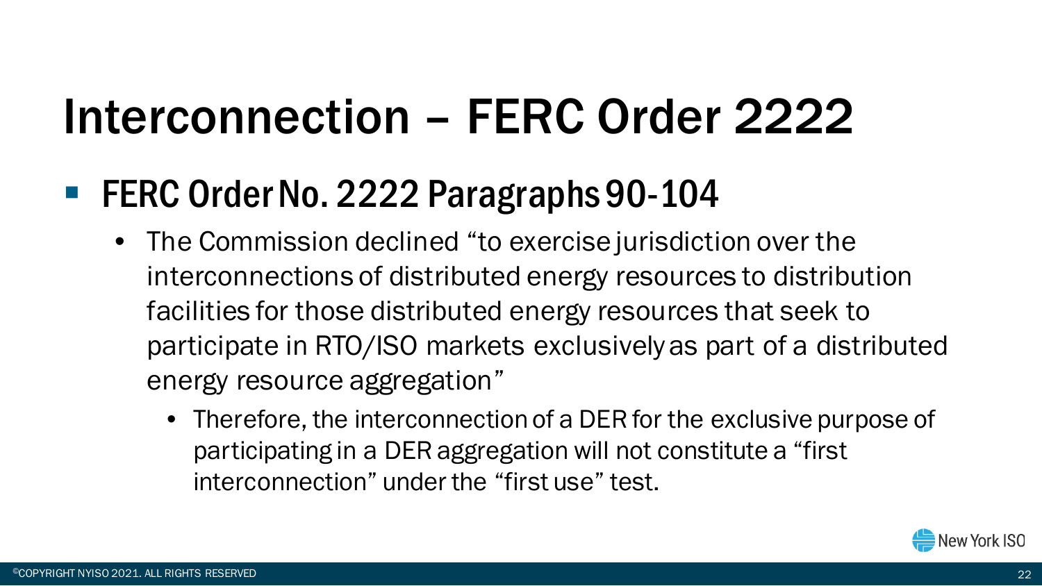# Interconnection – FERC Order 2222

- FERC Order No. 2222 Paragraphs 90-104
  - The Commission declined "to exercise jurisdiction over the interconnections of distributed energy resources to distribution facilities for those distributed energy resources that seek to participate in RTO/ISO markets exclusively as part of a distributed energy resource aggregation"
    - Therefore, the interconnection of a DER for the exclusive purpose of participating in a DER aggregation will not constitute a "first interconnection" under the "first use" test.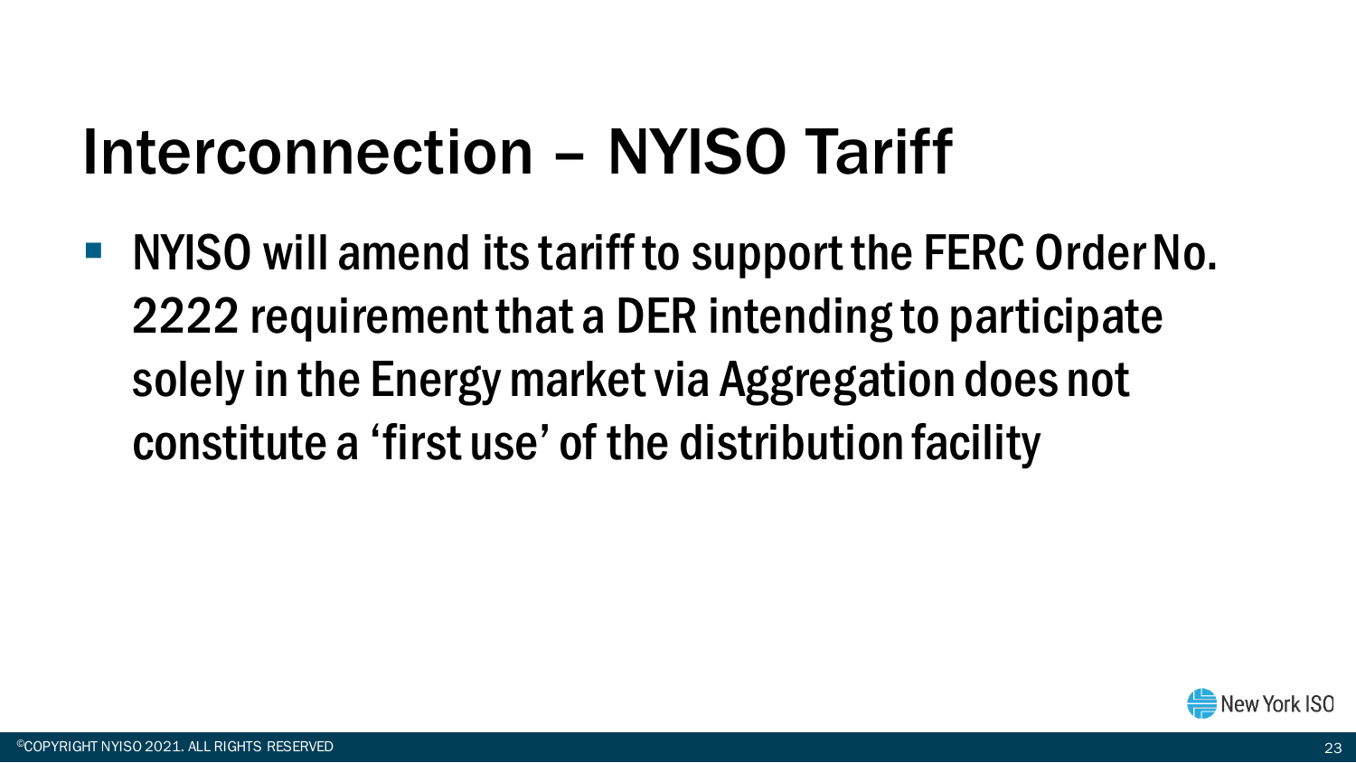# Interconnection – NYISO Tariff

- NYISO will amend its tariff to support the FERC Order No. 2222 requirement that a DER intending to participate solely in the Energy market via Aggregation does not constitute a 'first use' of the distribution facility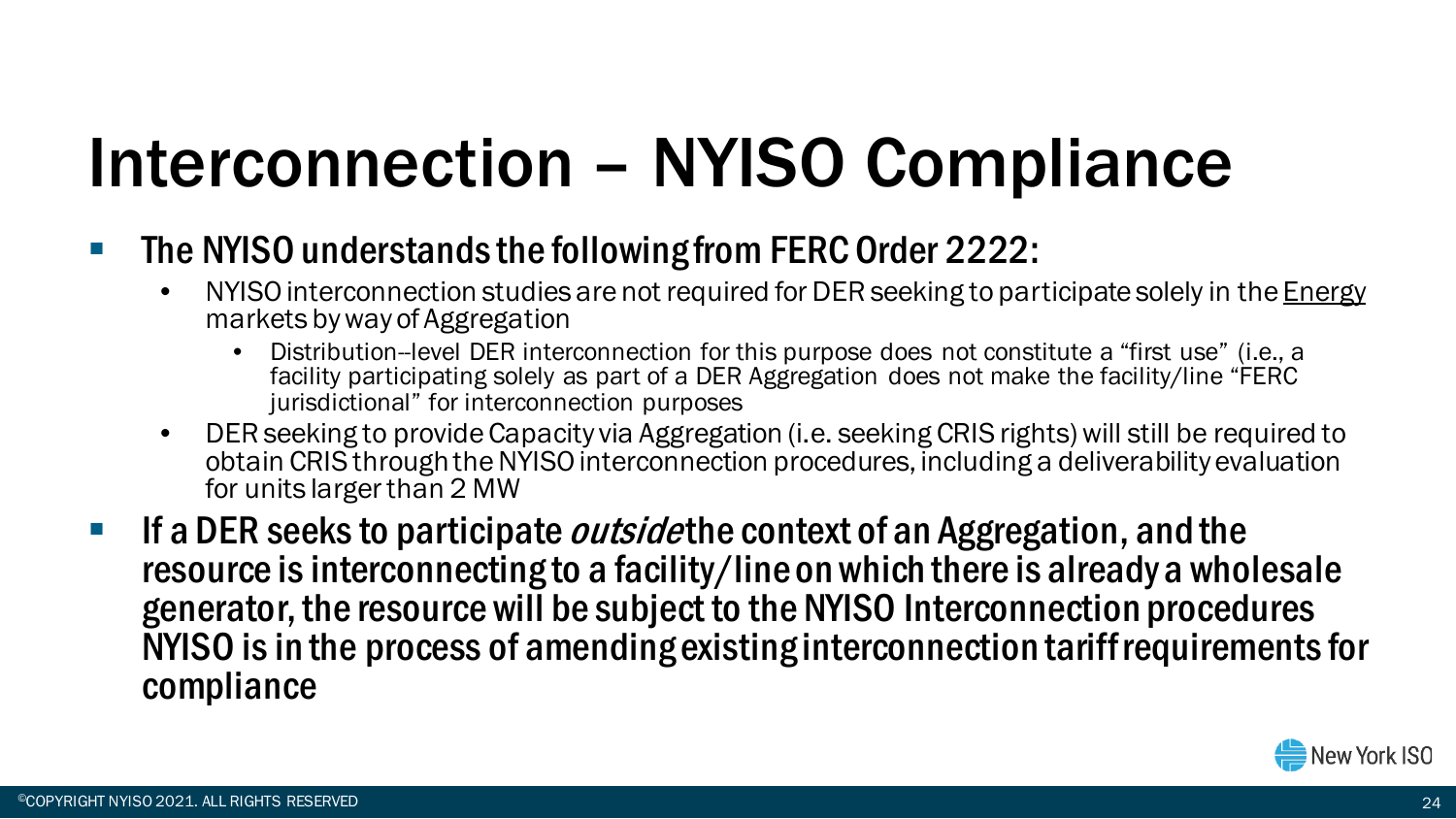# Interconnection – NYISO Compliance

- The NYISO understands the following from FERC Order 2222:
  - NYISO interconnection studies are not required for DER seeking to participate solely in the Energy markets by way of Aggregation
    - Distribution--level DER interconnection for this purpose does not constitute a "first use" (i.e., a facility participating solely as part of a DER Aggregation does not make the facility/line "FERC jurisdictional" for interconnection purposes
  - DER seeking to provide Capacity via Aggregation (i.e. seeking CRIS rights) will still be required to obtain CRIS through the NYISO interconnection procedures, including a deliverability evaluation for units larger than 2 MW
- If a DER seeks to participate *outside* the context of an Aggregation, and the resource is interconnecting to a facility/line on which there is already a wholesale generator, the resource will be subject to the NYISO Interconnection procedures NYISO is in the process of amending existing interconnection tariff requirements for compliance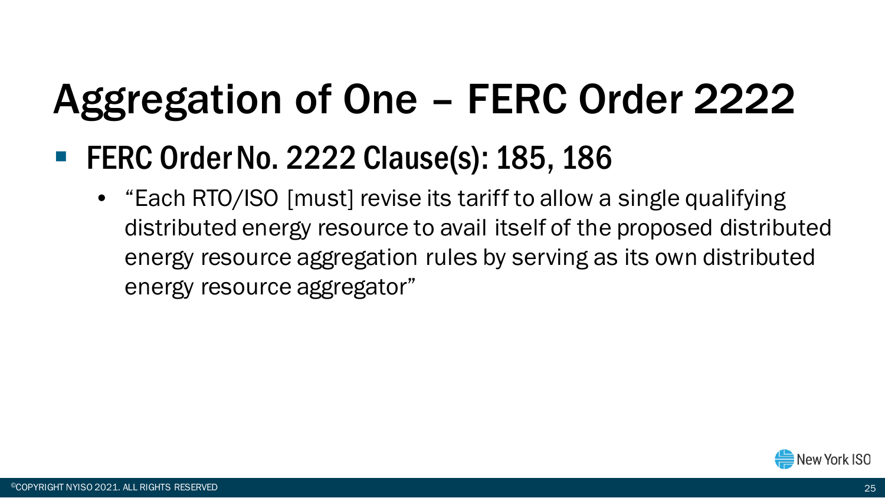# Aggregation of One – FERC Order 2222

- FERC Order No. 2222 Clause(s): 185, 186
  - "Each RTO/ISO [must] revise its tariff to allow a single qualifying distributed energy resource to avail itself of the proposed distributed energy resource aggregation rules by serving as its own distributed energy resource aggregator"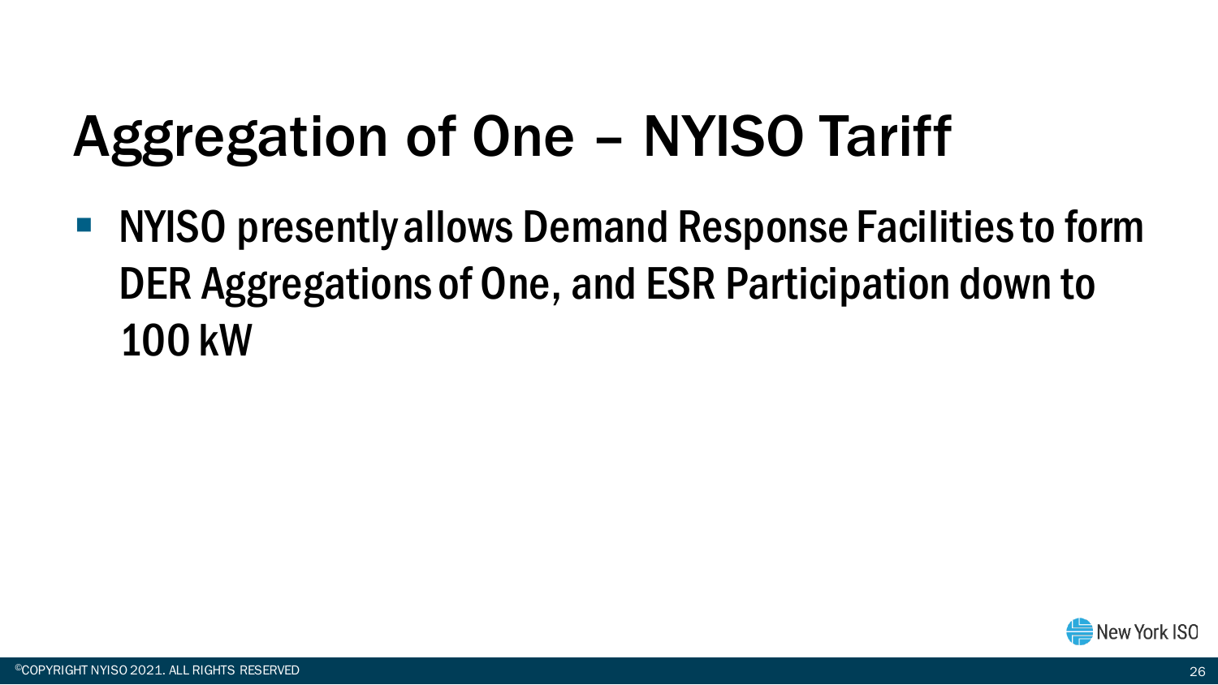# Aggregation of One – NYISO Tariff

- NYISO presently allows Demand Response Facilities to form DER Aggregations of One, and ESR Participation down to 100 kW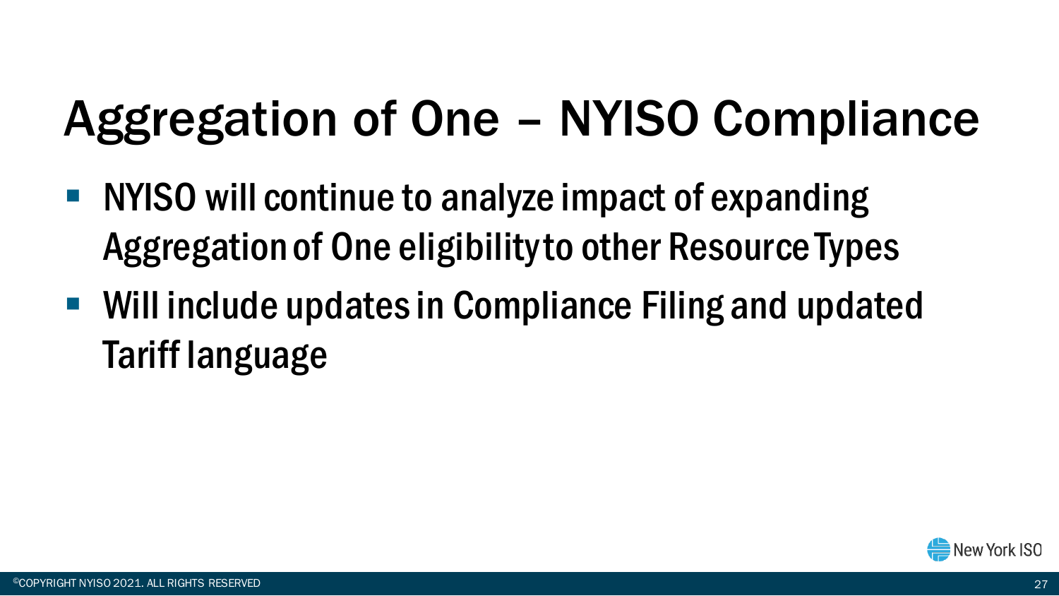# Aggregation of One – NYISO Compliance

- NYISO will continue to analyze impact of expanding Aggregation of One eligibility to other Resource Types
- Will include updates in Compliance Filing and updated Tariff language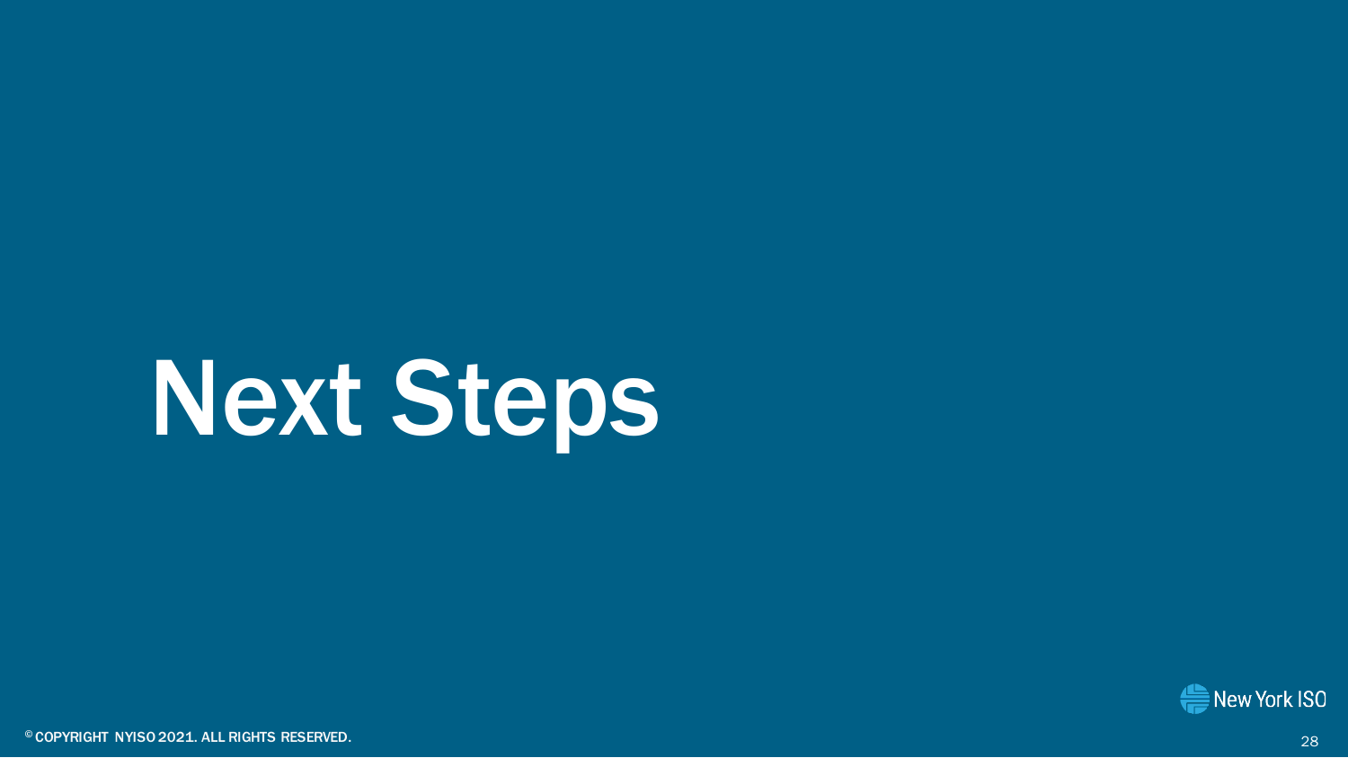# Next Steps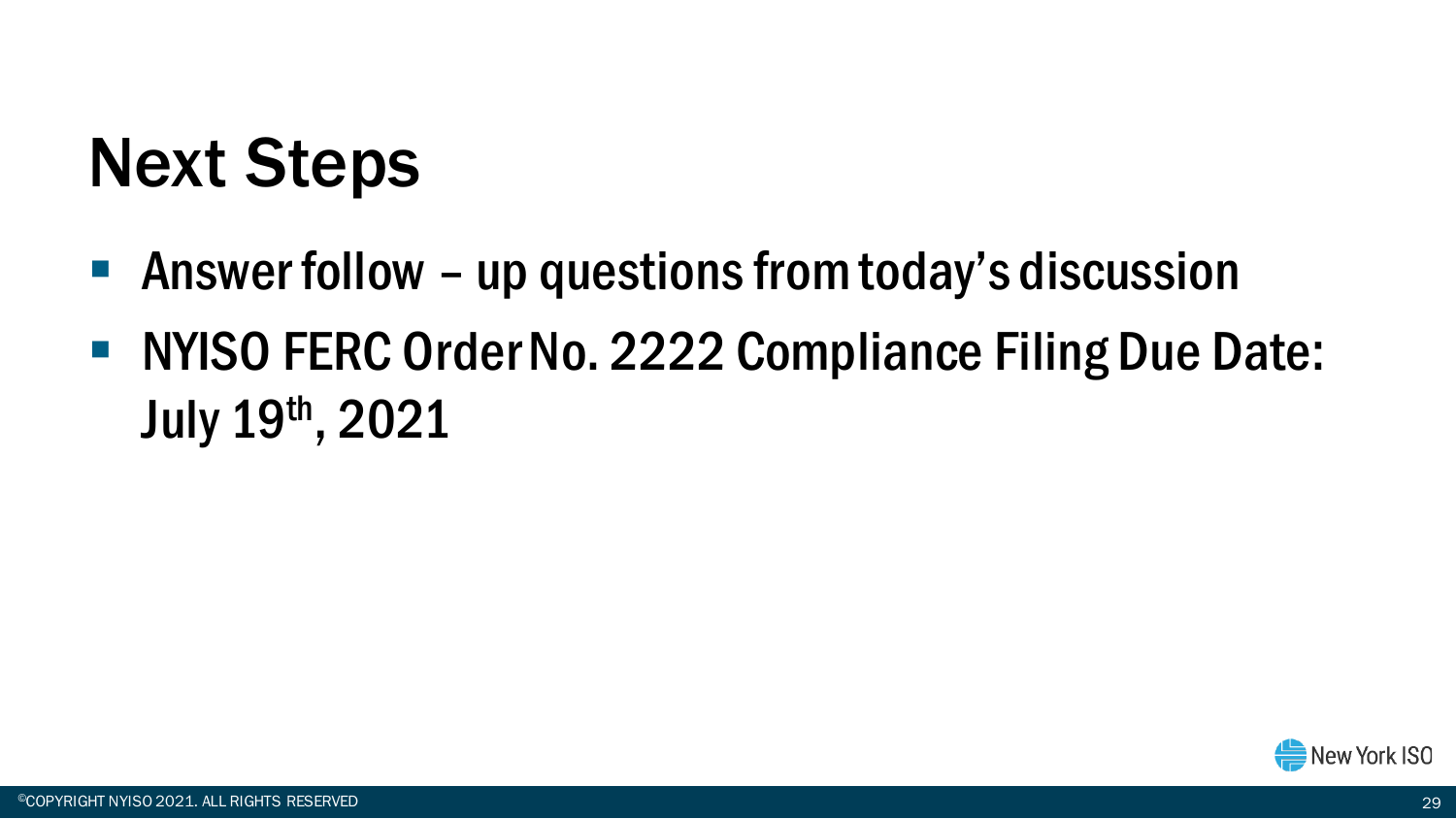# Next Steps

- Answer follow – up questions from today's discussion
- NYISO FERC Order No. 2222 Compliance Filing Due Date: July 19th, 2021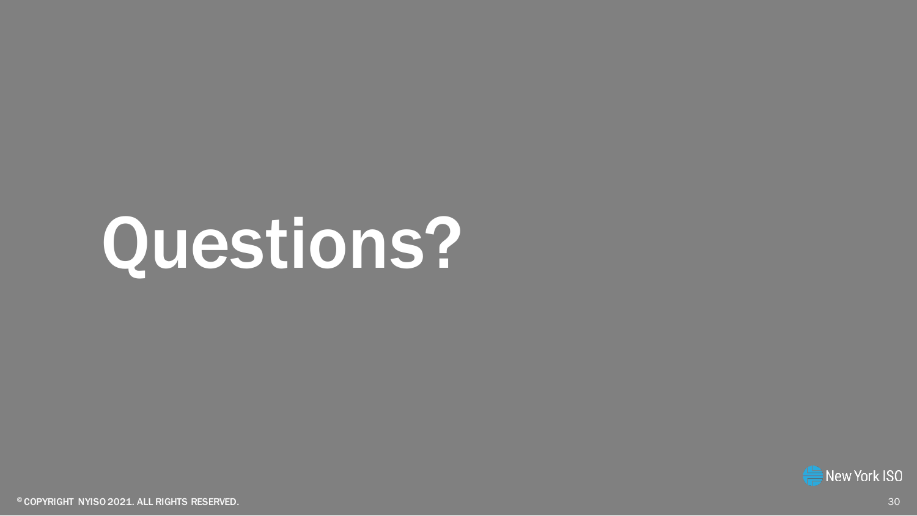# Questions?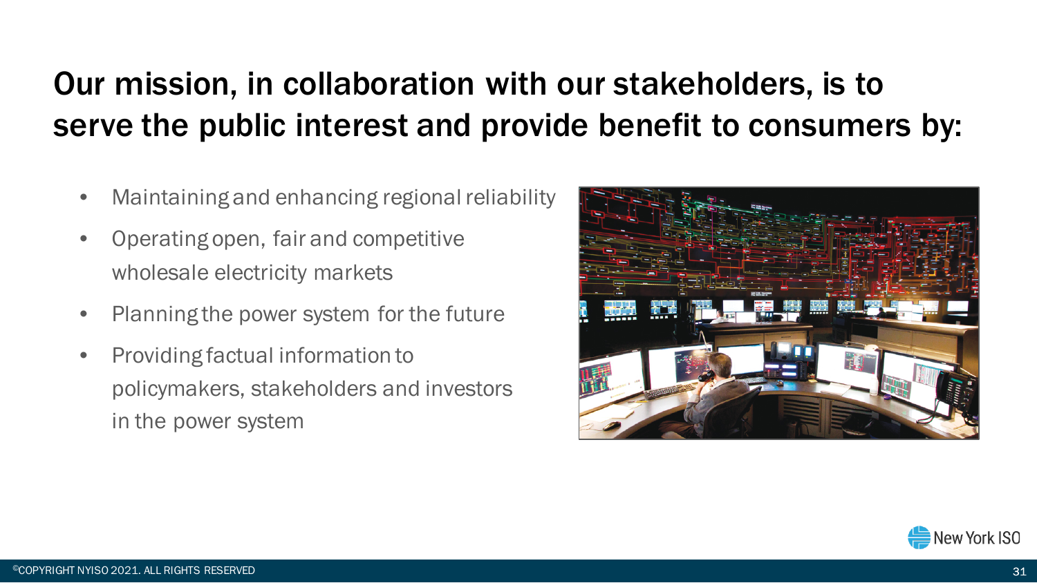# Our mission, in collaboration with our stakeholders, is to serve the public interest and provide benefit to consumers by:

- Maintaining and enhancing regional reliability
- Operating open, fair and competitive wholesale electricity markets
- Planning the power system for the future
- Providing factual information to policymakers, stakeholders and investors in the power system